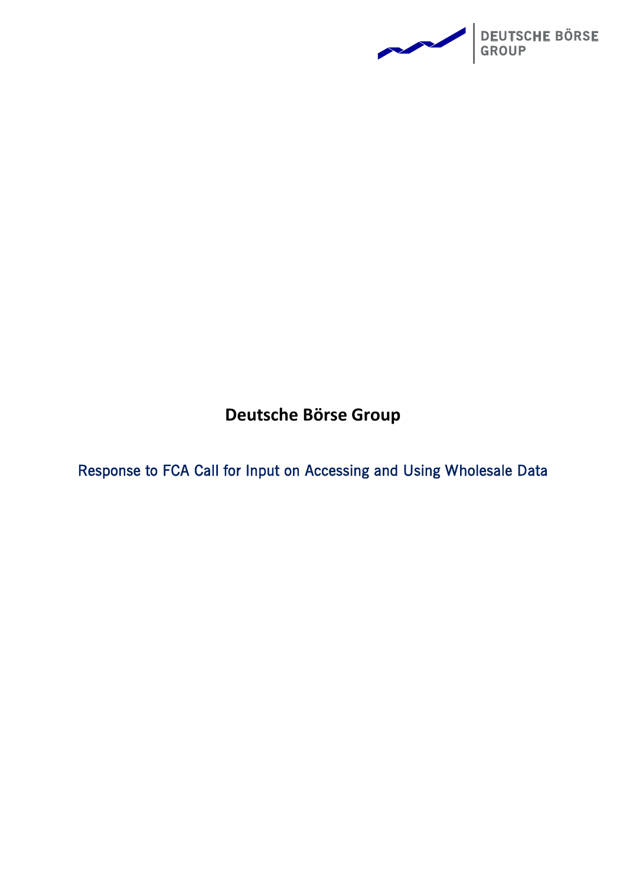# Deutsche Börse Group

## Response to FCA Call for Input on Accessing and Using Wholesale Data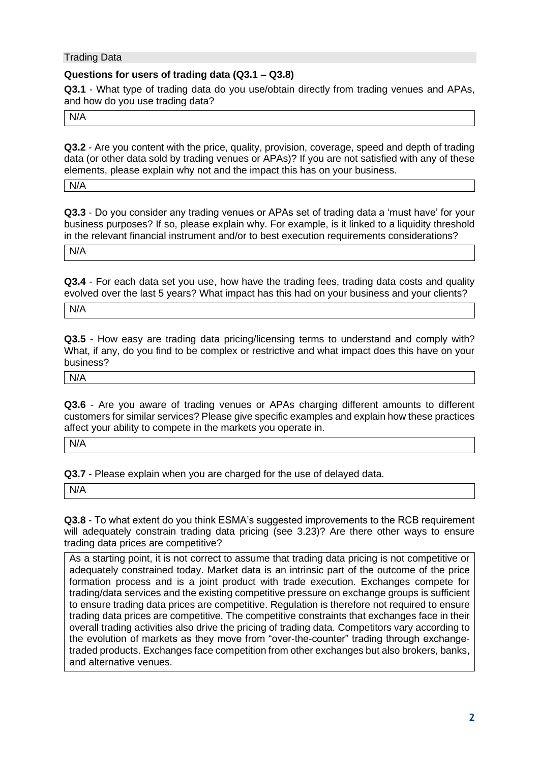Trading Data

**Questions for users of trading data (Q3.1 – Q3.8)**

**Q3.1** - What type of trading data do you use/obtain directly from trading venues and APAs, and how do you use trading data?

N/A

**Q3.2** - Are you content with the price, quality, provision, coverage, speed and depth of trading data (or other data sold by trading venues or APAs)? If you are not satisfied with any of these elements, please explain why not and the impact this has on your business.

N/A

**Q3.3** - Do you consider any trading venues or APAs set of trading data a 'must have' for your business purposes? If so, please explain why. For example, is it linked to a liquidity threshold in the relevant financial instrument and/or to best execution requirements considerations?

N/A

**Q3.4** - For each data set you use, how have the trading fees, trading data costs and quality evolved over the last 5 years? What impact has this had on your business and your clients?

N/A

**Q3.5** - How easy are trading data pricing/licensing terms to understand and comply with? What, if any, do you find to be complex or restrictive and what impact does this have on your business?

N/A

**Q3.6** - Are you aware of trading venues or APAs charging different amounts to different customers for similar services? Please give specific examples and explain how these practices affect your ability to compete in the markets you operate in.

N/A

**Q3.7** - Please explain when you are charged for the use of delayed data.

N/A

**Q3.8** - To what extent do you think ESMA's suggested improvements to the RCB requirement will adequately constrain trading data pricing (see 3.23)? Are there other ways to ensure trading data prices are competitive?

As a starting point, it is not correct to assume that trading data pricing is not competitive or adequately constrained today. Market data is an intrinsic part of the outcome of the price formation process and is a joint product with trade execution. Exchanges compete for trading/data services and the existing competitive pressure on exchange groups is sufficient to ensure trading data prices are competitive. Regulation is therefore not required to ensure trading data prices are competitive. The competitive constraints that exchanges face in their overall trading activities also drive the pricing of trading data. Competitors vary according to the evolution of markets as they move from "over-the-counter" trading through exchange-traded products. Exchanges face competition from other exchanges but also brokers, banks, and alternative venues.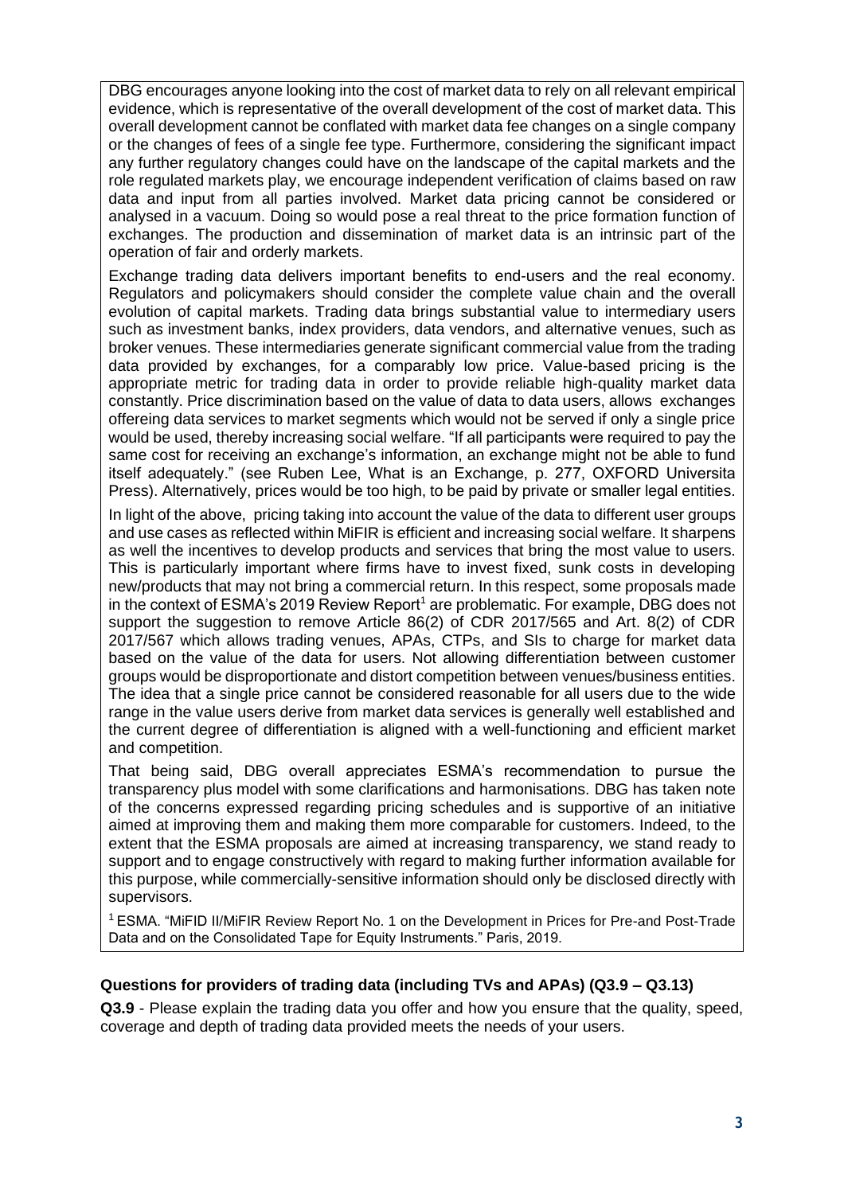DBG encourages anyone looking into the cost of market data to rely on all relevant empirical evidence, which is representative of the overall development of the cost of market data. This overall development cannot be conflated with market data fee changes on a single company or the changes of fees of a single fee type. Furthermore, considering the significant impact any further regulatory changes could have on the landscape of the capital markets and the role regulated markets play, we encourage independent verification of claims based on raw data and input from all parties involved. Market data pricing cannot be considered or analysed in a vacuum. Doing so would pose a real threat to the price formation function of exchanges. The production and dissemination of market data is an intrinsic part of the operation of fair and orderly markets.

Exchange trading data delivers important benefits to end-users and the real economy. Regulators and policymakers should consider the complete value chain and the overall evolution of capital markets. Trading data brings substantial value to intermediary users such as investment banks, index providers, data vendors, and alternative venues, such as broker venues. These intermediaries generate significant commercial value from the trading data provided by exchanges, for a comparably low price. Value-based pricing is the appropriate metric for trading data in order to provide reliable high-quality market data constantly. Price discrimination based on the value of data to data users, allows exchanges offereing data services to market segments which would not be served if only a single price would be used, thereby increasing social welfare. "If all participants were required to pay the same cost for receiving an exchange's information, an exchange might not be able to fund itself adequately." (see Ruben Lee, What is an Exchange, p. 277, OXFORD Universita Press). Alternatively, prices would be too high, to be paid by private or smaller legal entities.

In light of the above, pricing taking into account the value of the data to different user groups and use cases as reflected within MiFIR is efficient and increasing social welfare. It sharpens as well the incentives to develop products and services that bring the most value to users. This is particularly important where firms have to invest fixed, sunk costs in developing new/products that may not bring a commercial return. In this respect, some proposals made in the context of ESMA's 2019 Review Report[1] are problematic. For example, DBG does not support the suggestion to remove Article 86(2) of CDR 2017/565 and Art. 8(2) of CDR 2017/567 which allows trading venues, APAs, CTPs, and SIs to charge for market data based on the value of the data for users. Not allowing differentiation between customer groups would be disproportionate and distort competition between venues/business entities. The idea that a single price cannot be considered reasonable for all users due to the wide range in the value users derive from market data services is generally well established and the current degree of differentiation is aligned with a well-functioning and efficient market and competition.

That being said, DBG overall appreciates ESMA's recommendation to pursue the transparency plus model with some clarifications and harmonisations. DBG has taken note of the concerns expressed regarding pricing schedules and is supportive of an initiative aimed at improving them and making them more comparable for customers. Indeed, to the extent that the ESMA proposals are aimed at increasing transparency, we stand ready to support and to engage constructively with regard to making further information available for this purpose, while commercially-sensitive information should only be disclosed directly with supervisors.

[1] ESMA. "MiFID II/MiFIR Review Report No. 1 on the Development in Prices for Pre-and Post-Trade Data and on the Consolidated Tape for Equity Instruments." Paris, 2019.

**Questions for providers of trading data (including TVs and APAs) (Q3.9 – Q3.13)**

**Q3.9** - Please explain the trading data you offer and how you ensure that the quality, speed, coverage and depth of trading data provided meets the needs of your users.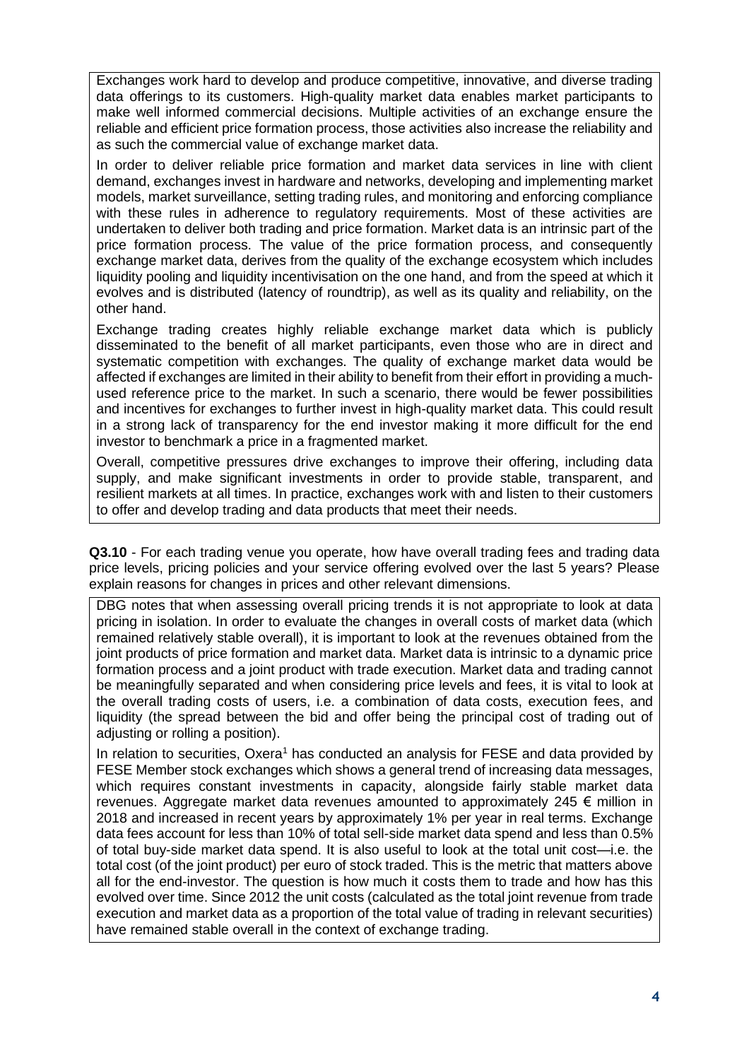Exchanges work hard to develop and produce competitive, innovative, and diverse trading data offerings to its customers. High-quality market data enables market participants to make well informed commercial decisions. Multiple activities of an exchange ensure the reliable and efficient price formation process, those activities also increase the reliability and as such the commercial value of exchange market data.

In order to deliver reliable price formation and market data services in line with client demand, exchanges invest in hardware and networks, developing and implementing market models, market surveillance, setting trading rules, and monitoring and enforcing compliance with these rules in adherence to regulatory requirements. Most of these activities are undertaken to deliver both trading and price formation. Market data is an intrinsic part of the price formation process. The value of the price formation process, and consequently exchange market data, derives from the quality of the exchange ecosystem which includes liquidity pooling and liquidity incentivisation on the one hand, and from the speed at which it evolves and is distributed (latency of roundtrip), as well as its quality and reliability, on the other hand.

Exchange trading creates highly reliable exchange market data which is publicly disseminated to the benefit of all market participants, even those who are in direct and systematic competition with exchanges. The quality of exchange market data would be affected if exchanges are limited in their ability to benefit from their effort in providing a much-used reference price to the market. In such a scenario, there would be fewer possibilities and incentives for exchanges to further invest in high-quality market data. This could result in a strong lack of transparency for the end investor making it more difficult for the end investor to benchmark a price in a fragmented market.

Overall, competitive pressures drive exchanges to improve their offering, including data supply, and make significant investments in order to provide stable, transparent, and resilient markets at all times. In practice, exchanges work with and listen to their customers to offer and develop trading and data products that meet their needs.

**Q3.10** - For each trading venue you operate, how have overall trading fees and trading data price levels, pricing policies and your service offering evolved over the last 5 years? Please explain reasons for changes in prices and other relevant dimensions.

DBG notes that when assessing overall pricing trends it is not appropriate to look at data pricing in isolation. In order to evaluate the changes in overall costs of market data (which remained relatively stable overall), it is important to look at the revenues obtained from the joint products of price formation and market data. Market data is intrinsic to a dynamic price formation process and a joint product with trade execution. Market data and trading cannot be meaningfully separated and when considering price levels and fees, it is vital to look at the overall trading costs of users, i.e. a combination of data costs, execution fees, and liquidity (the spread between the bid and offer being the principal cost of trading out of adjusting or rolling a position).

In relation to securities, Oxera[1] has conducted an analysis for FESE and data provided by FESE Member stock exchanges which shows a general trend of increasing data messages, which requires constant investments in capacity, alongside fairly stable market data revenues. Aggregate market data revenues amounted to approximately 245 € million in 2018 and increased in recent years by approximately 1% per year in real terms. Exchange data fees account for less than 10% of total sell-side market data spend and less than 0.5% of total buy-side market data spend. It is also useful to look at the total unit cost—i.e. the total cost (of the joint product) per euro of stock traded. This is the metric that matters above all for the end-investor. The question is how much it costs them to trade and how has this evolved over time. Since 2012 the unit costs (calculated as the total joint revenue from trade execution and market data as a proportion of the total value of trading in relevant securities) have remained stable overall in the context of exchange trading.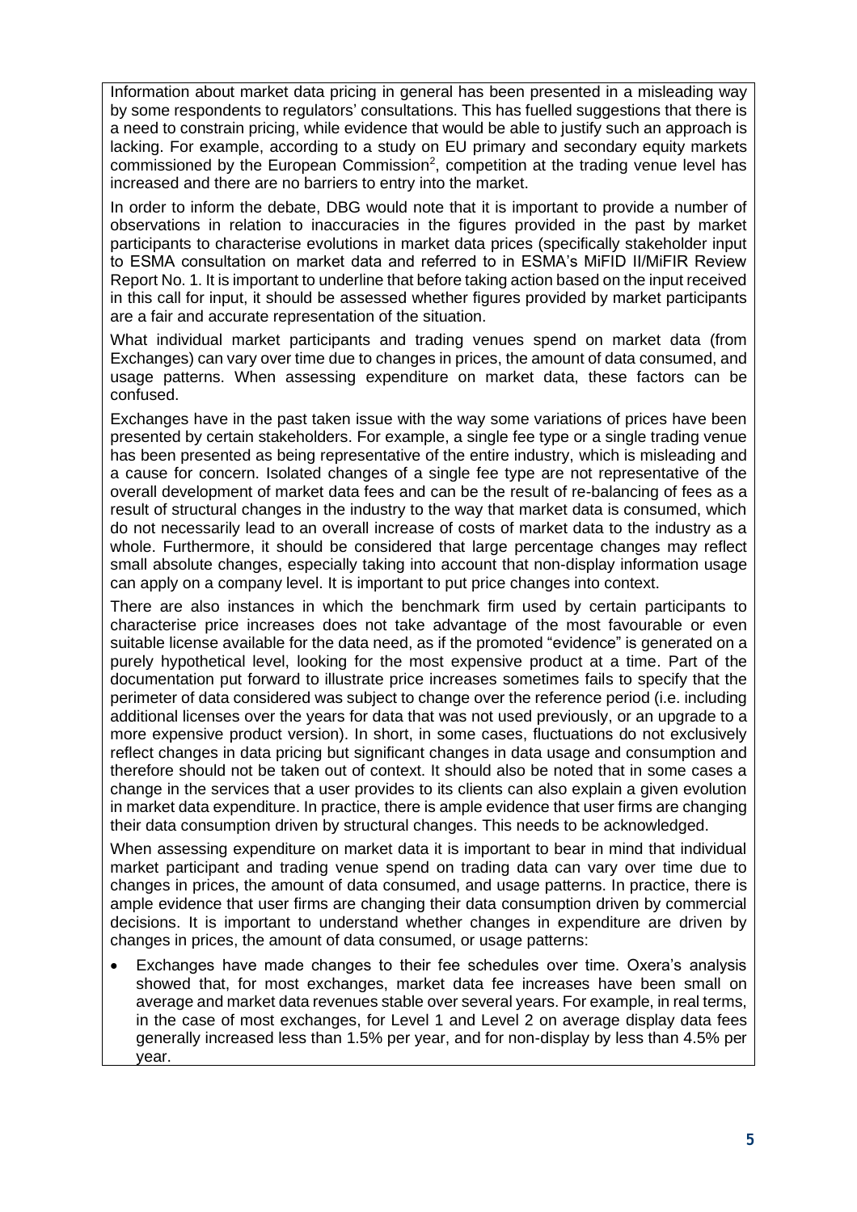Information about market data pricing in general has been presented in a misleading way by some respondents to regulators' consultations. This has fuelled suggestions that there is a need to constrain pricing, while evidence that would be able to justify such an approach is lacking. For example, according to a study on EU primary and secondary equity markets commissioned by the European Commission[2], competition at the trading venue level has increased and there are no barriers to entry into the market.

In order to inform the debate, DBG would note that it is important to provide a number of observations in relation to inaccuracies in the figures provided in the past by market participants to characterise evolutions in market data prices (specifically stakeholder input to ESMA consultation on market data and referred to in ESMA's MiFID II/MiFIR Review Report No. 1. It is important to underline that before taking action based on the input received in this call for input, it should be assessed whether figures provided by market participants are a fair and accurate representation of the situation.

What individual market participants and trading venues spend on market data (from Exchanges) can vary over time due to changes in prices, the amount of data consumed, and usage patterns. When assessing expenditure on market data, these factors can be confused.

Exchanges have in the past taken issue with the way some variations of prices have been presented by certain stakeholders. For example, a single fee type or a single trading venue has been presented as being representative of the entire industry, which is misleading and a cause for concern. Isolated changes of a single fee type are not representative of the overall development of market data fees and can be the result of re-balancing of fees as a result of structural changes in the industry to the way that market data is consumed, which do not necessarily lead to an overall increase of costs of market data to the industry as a whole. Furthermore, it should be considered that large percentage changes may reflect small absolute changes, especially taking into account that non-display information usage can apply on a company level. It is important to put price changes into context.

There are also instances in which the benchmark firm used by certain participants to characterise price increases does not take advantage of the most favourable or even suitable license available for the data need, as if the promoted "evidence" is generated on a purely hypothetical level, looking for the most expensive product at a time. Part of the documentation put forward to illustrate price increases sometimes fails to specify that the perimeter of data considered was subject to change over the reference period (i.e. including additional licenses over the years for data that was not used previously, or an upgrade to a more expensive product version). In short, in some cases, fluctuations do not exclusively reflect changes in data pricing but significant changes in data usage and consumption and therefore should not be taken out of context. It should also be noted that in some cases a change in the services that a user provides to its clients can also explain a given evolution in market data expenditure. In practice, there is ample evidence that user firms are changing their data consumption driven by structural changes. This needs to be acknowledged.

When assessing expenditure on market data it is important to bear in mind that individual market participant and trading venue spend on trading data can vary over time due to changes in prices, the amount of data consumed, and usage patterns. In practice, there is ample evidence that user firms are changing their data consumption driven by commercial decisions. It is important to understand whether changes in expenditure are driven by changes in prices, the amount of data consumed, or usage patterns:

- Exchanges have made changes to their fee schedules over time. Oxera's analysis showed that, for most exchanges, market data fee increases have been small on average and market data revenues stable over several years. For example, in real terms, in the case of most exchanges, for Level 1 and Level 2 on average display data fees generally increased less than 1.5% per year, and for non-display by less than 4.5% per year.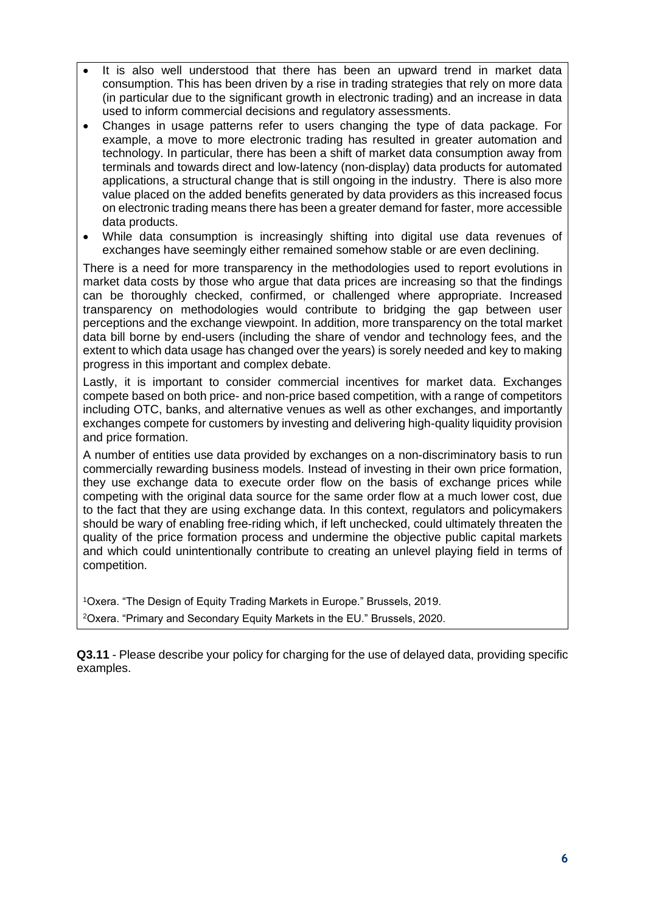- It is also well understood that there has been an upward trend in market data consumption. This has been driven by a rise in trading strategies that rely on more data (in particular due to the significant growth in electronic trading) and an increase in data used to inform commercial decisions and regulatory assessments.
- Changes in usage patterns refer to users changing the type of data package. For example, a move to more electronic trading has resulted in greater automation and technology. In particular, there has been a shift of market data consumption away from terminals and towards direct and low-latency (non-display) data products for automated applications, a structural change that is still ongoing in the industry. There is also more value placed on the added benefits generated by data providers as this increased focus on electronic trading means there has been a greater demand for faster, more accessible data products.
- While data consumption is increasingly shifting into digital use data revenues of exchanges have seemingly either remained somehow stable or are even declining.

There is a need for more transparency in the methodologies used to report evolutions in market data costs by those who argue that data prices are increasing so that the findings can be thoroughly checked, confirmed, or challenged where appropriate. Increased transparency on methodologies would contribute to bridging the gap between user perceptions and the exchange viewpoint. In addition, more transparency on the total market data bill borne by end-users (including the share of vendor and technology fees, and the extent to which data usage has changed over the years) is sorely needed and key to making progress in this important and complex debate.

Lastly, it is important to consider commercial incentives for market data. Exchanges compete based on both price- and non-price based competition, with a range of competitors including OTC, banks, and alternative venues as well as other exchanges, and importantly exchanges compete for customers by investing and delivering high-quality liquidity provision and price formation.

A number of entities use data provided by exchanges on a non-discriminatory basis to run commercially rewarding business models. Instead of investing in their own price formation, they use exchange data to execute order flow on the basis of exchange prices while competing with the original data source for the same order flow at a much lower cost, due to the fact that they are using exchange data. In this context, regulators and policymakers should be wary of enabling free-riding which, if left unchecked, could ultimately threaten the quality of the price formation process and undermine the objective public capital markets and which could unintentionally contribute to creating an unlevel playing field in terms of competition.

[1]Oxera. "The Design of Equity Trading Markets in Europe." Brussels, 2019.

[2]Oxera. "Primary and Secondary Equity Markets in the EU." Brussels, 2020.

**Q3.11** - Please describe your policy for charging for the use of delayed data, providing specific examples.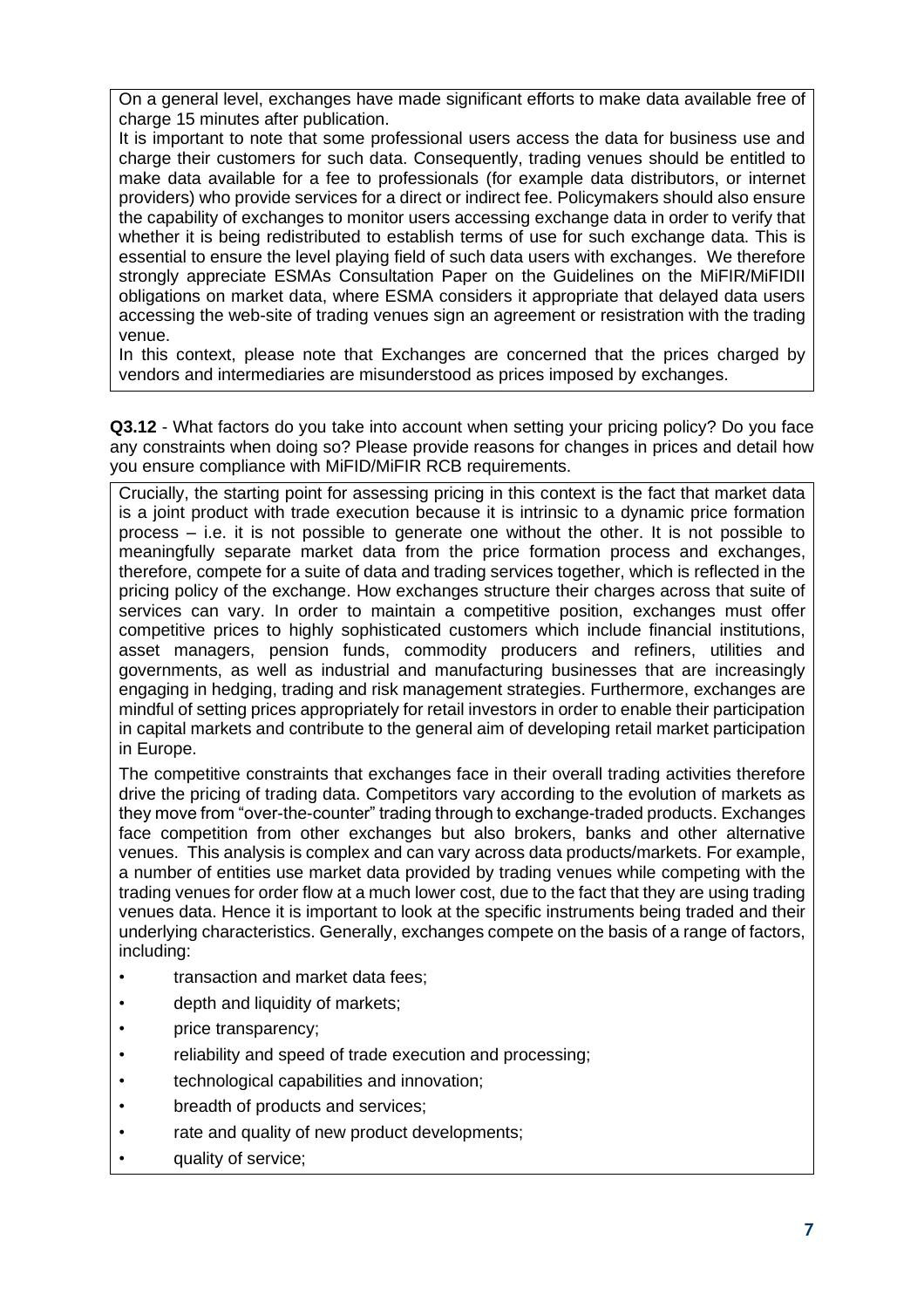On a general level, exchanges have made significant efforts to make data available free of charge 15 minutes after publication.

It is important to note that some professional users access the data for business use and charge their customers for such data. Consequently, trading venues should be entitled to make data available for a fee to professionals (for example data distributors, or internet providers) who provide services for a direct or indirect fee. Policymakers should also ensure the capability of exchanges to monitor users accessing exchange data in order to verify that whether it is being redistributed to establish terms of use for such exchange data. This is essential to ensure the level playing field of such data users with exchanges. We therefore strongly appreciate ESMAs Consultation Paper on the Guidelines on the MiFIR/MiFIDII obligations on market data, where ESMA considers it appropriate that delayed data users accessing the web-site of trading venues sign an agreement or resistration with the trading venue.

In this context, please note that Exchanges are concerned that the prices charged by vendors and intermediaries are misunderstood as prices imposed by exchanges.

**Q3.12** - What factors do you take into account when setting your pricing policy? Do you face any constraints when doing so? Please provide reasons for changes in prices and detail how you ensure compliance with MiFID/MiFIR RCB requirements.

Crucially, the starting point for assessing pricing in this context is the fact that market data is a joint product with trade execution because it is intrinsic to a dynamic price formation process – i.e. it is not possible to generate one without the other. It is not possible to meaningfully separate market data from the price formation process and exchanges, therefore, compete for a suite of data and trading services together, which is reflected in the pricing policy of the exchange. How exchanges structure their charges across that suite of services can vary. In order to maintain a competitive position, exchanges must offer competitive prices to highly sophisticated customers which include financial institutions, asset managers, pension funds, commodity producers and refiners, utilities and governments, as well as industrial and manufacturing businesses that are increasingly engaging in hedging, trading and risk management strategies. Furthermore, exchanges are mindful of setting prices appropriately for retail investors in order to enable their participation in capital markets and contribute to the general aim of developing retail market participation in Europe.

The competitive constraints that exchanges face in their overall trading activities therefore drive the pricing of trading data. Competitors vary according to the evolution of markets as they move from "over-the-counter" trading through to exchange-traded products. Exchanges face competition from other exchanges but also brokers, banks and other alternative venues. This analysis is complex and can vary across data products/markets. For example, a number of entities use market data provided by trading venues while competing with the trading venues for order flow at a much lower cost, due to the fact that they are using trading venues data. Hence it is important to look at the specific instruments being traded and their underlying characteristics. Generally, exchanges compete on the basis of a range of factors, including:

- transaction and market data fees;
- depth and liquidity of markets;
- price transparency;
- reliability and speed of trade execution and processing;
- technological capabilities and innovation;
- breadth of products and services;
- rate and quality of new product developments;
- quality of service;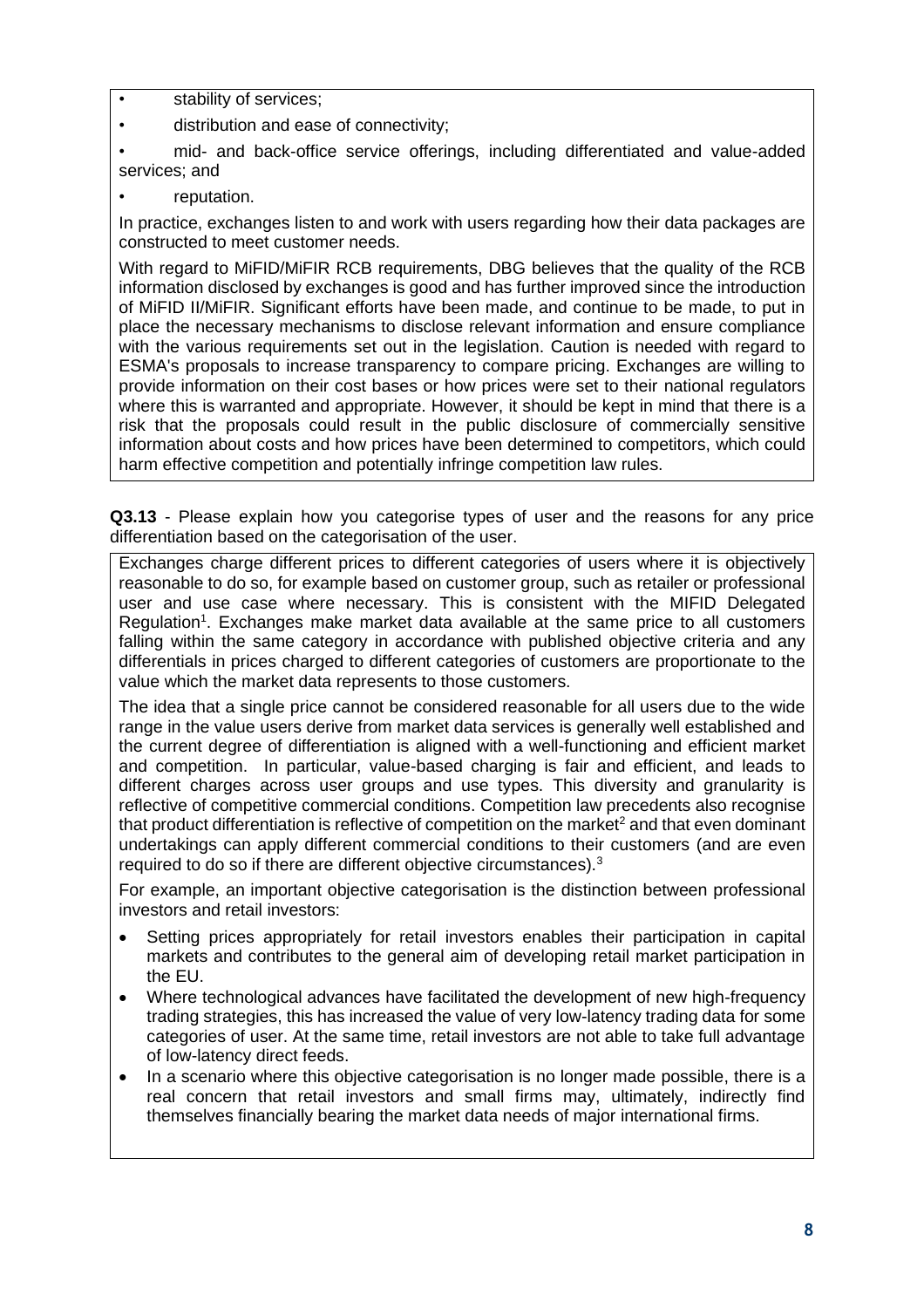- stability of services;
- distribution and ease of connectivity;
- mid- and back-office service offerings, including differentiated and value-added services; and
- reputation.

In practice, exchanges listen to and work with users regarding how their data packages are constructed to meet customer needs.

With regard to MiFID/MiFIR RCB requirements, DBG believes that the quality of the RCB information disclosed by exchanges is good and has further improved since the introduction of MiFID II/MiFIR. Significant efforts have been made, and continue to be made, to put in place the necessary mechanisms to disclose relevant information and ensure compliance with the various requirements set out in the legislation. Caution is needed with regard to ESMA's proposals to increase transparency to compare pricing. Exchanges are willing to provide information on their cost bases or how prices were set to their national regulators where this is warranted and appropriate. However, it should be kept in mind that there is a risk that the proposals could result in the public disclosure of commercially sensitive information about costs and how prices have been determined to competitors, which could harm effective competition and potentially infringe competition law rules.

**Q3.13** - Please explain how you categorise types of user and the reasons for any price differentiation based on the categorisation of the user.

Exchanges charge different prices to different categories of users where it is objectively reasonable to do so, for example based on customer group, such as retailer or professional user and use case where necessary. This is consistent with the MIFID Delegated Regulation[1]. Exchanges make market data available at the same price to all customers falling within the same category in accordance with published objective criteria and any differentials in prices charged to different categories of customers are proportionate to the value which the market data represents to those customers.

The idea that a single price cannot be considered reasonable for all users due to the wide range in the value users derive from market data services is generally well established and the current degree of differentiation is aligned with a well-functioning and efficient market and competition. In particular, value-based charging is fair and efficient, and leads to different charges across user groups and use types. This diversity and granularity is reflective of competitive commercial conditions. Competition law precedents also recognise that product differentiation is reflective of competition on the market[2] and that even dominant undertakings can apply different commercial conditions to their customers (and are even required to do so if there are different objective circumstances).[3]

For example, an important objective categorisation is the distinction between professional investors and retail investors:

- Setting prices appropriately for retail investors enables their participation in capital markets and contributes to the general aim of developing retail market participation in the EU.
- Where technological advances have facilitated the development of new high-frequency trading strategies, this has increased the value of very low-latency trading data for some categories of user. At the same time, retail investors are not able to take full advantage of low-latency direct feeds.
- In a scenario where this objective categorisation is no longer made possible, there is a real concern that retail investors and small firms may, ultimately, indirectly find themselves financially bearing the market data needs of major international firms.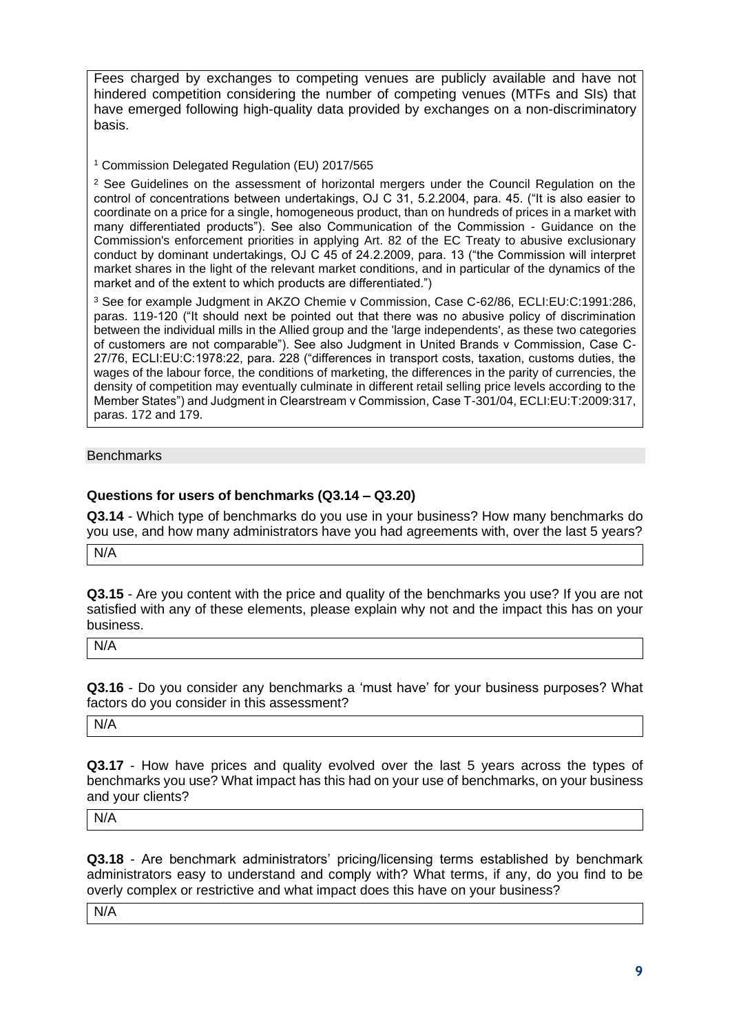Fees charged by exchanges to competing venues are publicly available and have not hindered competition considering the number of competing venues (MTFs and SIs) that have emerged following high-quality data provided by exchanges on a non-discriminatory basis.

[1] Commission Delegated Regulation (EU) 2017/565

[2] See Guidelines on the assessment of horizontal mergers under the Council Regulation on the control of concentrations between undertakings, OJ C 31, 5.2.2004, para. 45. ("It is also easier to coordinate on a price for a single, homogeneous product, than on hundreds of prices in a market with many differentiated products"). See also Communication of the Commission - Guidance on the Commission's enforcement priorities in applying Art. 82 of the EC Treaty to abusive exclusionary conduct by dominant undertakings, OJ C 45 of 24.2.2009, para. 13 ("the Commission will interpret market shares in the light of the relevant market conditions, and in particular of the dynamics of the market and of the extent to which products are differentiated.")

[3] See for example Judgment in AKZO Chemie v Commission, Case C-62/86, ECLI:EU:C:1991:286, paras. 119-120 ("It should next be pointed out that there was no abusive policy of discrimination between the individual mills in the Allied group and the 'large independents', as these two categories of customers are not comparable"). See also Judgment in United Brands v Commission, Case C-27/76, ECLI:EU:C:1978:22, para. 228 ("differences in transport costs, taxation, customs duties, the wages of the labour force, the conditions of marketing, the differences in the parity of currencies, the density of competition may eventually culminate in different retail selling price levels according to the Member States") and Judgment in Clearstream v Commission, Case T-301/04, ECLI:EU:T:2009:317, paras. 172 and 179.

## Benchmarks

### Questions for users of benchmarks (Q3.14 – Q3.20)

**Q3.14** - Which type of benchmarks do you use in your business? How many benchmarks do you use, and how many administrators have you had agreements with, over the last 5 years?

N/A

**Q3.15** - Are you content with the price and quality of the benchmarks you use? If you are not satisfied with any of these elements, please explain why not and the impact this has on your business.

N/A

**Q3.16** - Do you consider any benchmarks a 'must have' for your business purposes? What factors do you consider in this assessment?

N/A

**Q3.17** - How have prices and quality evolved over the last 5 years across the types of benchmarks you use? What impact has this had on your use of benchmarks, on your business and your clients?

N/A

**Q3.18** - Are benchmark administrators' pricing/licensing terms established by benchmark administrators easy to understand and comply with? What terms, if any, do you find to be overly complex or restrictive and what impact does this have on your business?

N/A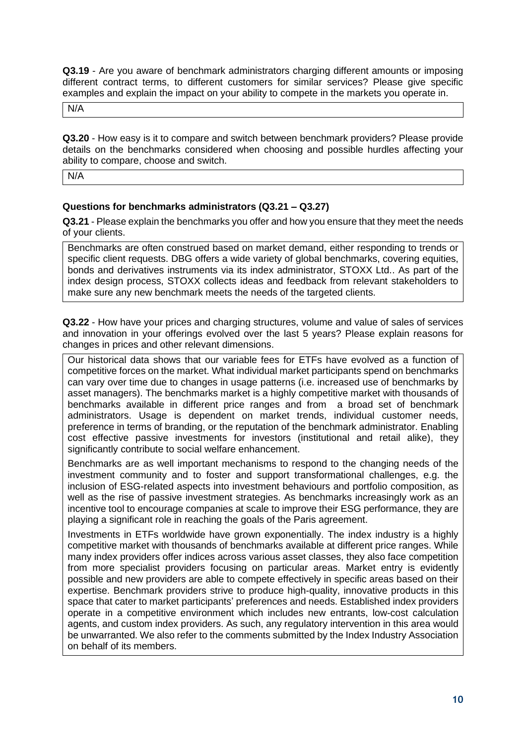**Q3.19** - Are you aware of benchmark administrators charging different amounts or imposing different contract terms, to different customers for similar services? Please give specific examples and explain the impact on your ability to compete in the markets you operate in.

N/A

**Q3.20** - How easy is it to compare and switch between benchmark providers? Please provide details on the benchmarks considered when choosing and possible hurdles affecting your ability to compare, choose and switch.

N/A

### Questions for benchmarks administrators (Q3.21 – Q3.27)

**Q3.21** - Please explain the benchmarks you offer and how you ensure that they meet the needs of your clients.

Benchmarks are often construed based on market demand, either responding to trends or specific client requests. DBG offers a wide variety of global benchmarks, covering equities, bonds and derivatives instruments via its index administrator, STOXX Ltd.. As part of the index design process, STOXX collects ideas and feedback from relevant stakeholders to make sure any new benchmark meets the needs of the targeted clients.

**Q3.22** - How have your prices and charging structures, volume and value of sales of services and innovation in your offerings evolved over the last 5 years? Please explain reasons for changes in prices and other relevant dimensions.

Our historical data shows that our variable fees for ETFs have evolved as a function of competitive forces on the market. What individual market participants spend on benchmarks can vary over time due to changes in usage patterns (i.e. increased use of benchmarks by asset managers). The benchmarks market is a highly competitive market with thousands of benchmarks available in different price ranges and from a broad set of benchmark administrators. Usage is dependent on market trends, individual customer needs, preference in terms of branding, or the reputation of the benchmark administrator. Enabling cost effective passive investments for investors (institutional and retail alike), they significantly contribute to social welfare enhancement.

Benchmarks are as well important mechanisms to respond to the changing needs of the investment community and to foster and support transformational challenges, e.g. the inclusion of ESG-related aspects into investment behaviours and portfolio composition, as well as the rise of passive investment strategies. As benchmarks increasingly work as an incentive tool to encourage companies at scale to improve their ESG performance, they are playing a significant role in reaching the goals of the Paris agreement.

Investments in ETFs worldwide have grown exponentially. The index industry is a highly competitive market with thousands of benchmarks available at different price ranges. While many index providers offer indices across various asset classes, they also face competition from more specialist providers focusing on particular areas. Market entry is evidently possible and new providers are able to compete effectively in specific areas based on their expertise. Benchmark providers strive to produce high-quality, innovative products in this space that cater to market participants' preferences and needs. Established index providers operate in a competitive environment which includes new entrants, low-cost calculation agents, and custom index providers. As such, any regulatory intervention in this area would be unwarranted. We also refer to the comments submitted by the Index Industry Association on behalf of its members.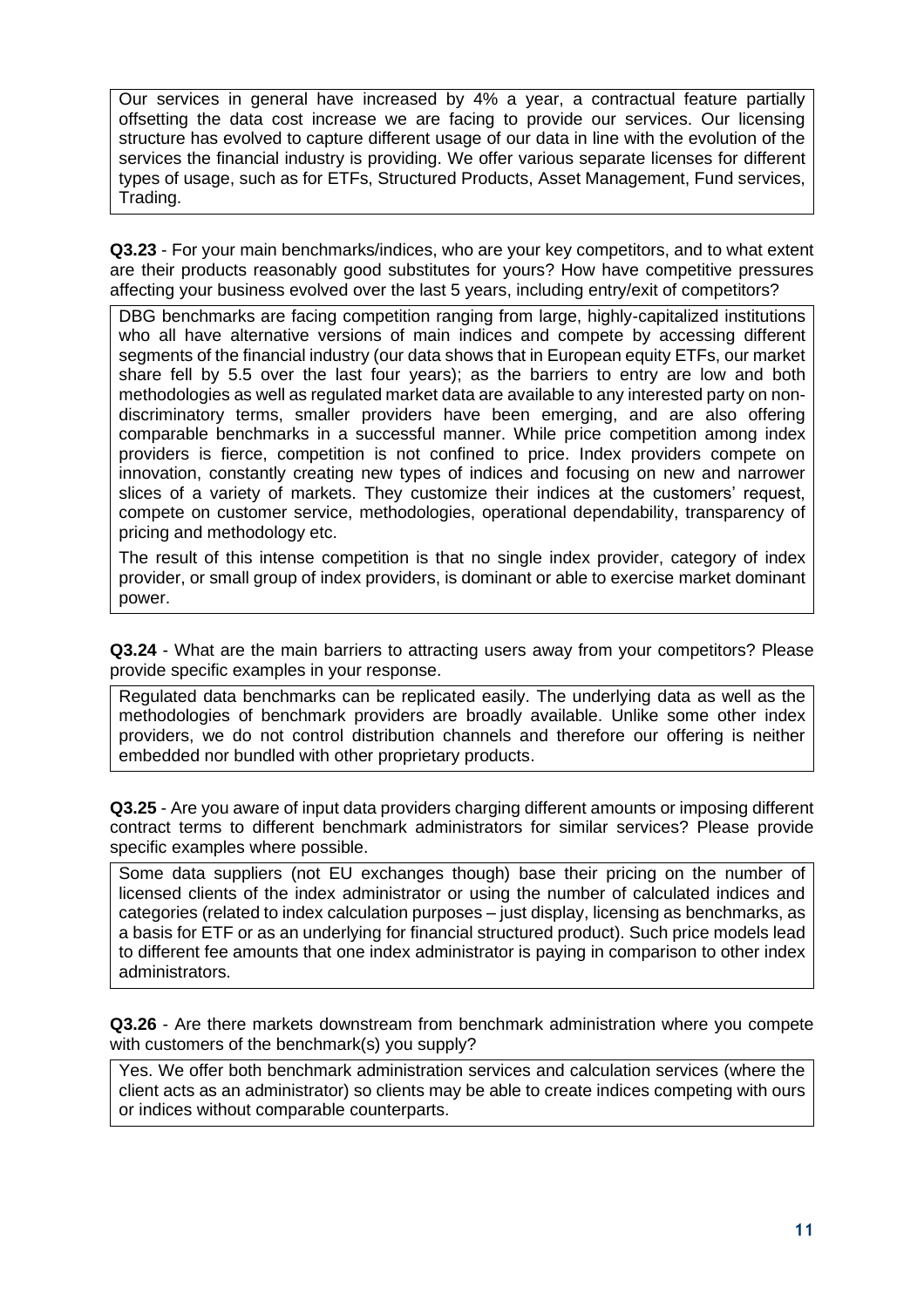Our services in general have increased by 4% a year, a contractual feature partially offsetting the data cost increase we are facing to provide our services. Our licensing structure has evolved to capture different usage of our data in line with the evolution of the services the financial industry is providing. We offer various separate licenses for different types of usage, such as for ETFs, Structured Products, Asset Management, Fund services, Trading.

**Q3.23** - For your main benchmarks/indices, who are your key competitors, and to what extent are their products reasonably good substitutes for yours? How have competitive pressures affecting your business evolved over the last 5 years, including entry/exit of competitors?

DBG benchmarks are facing competition ranging from large, highly-capitalized institutions who all have alternative versions of main indices and compete by accessing different segments of the financial industry (our data shows that in European equity ETFs, our market share fell by 5.5 over the last four years); as the barriers to entry are low and both methodologies as well as regulated market data are available to any interested party on non-discriminatory terms, smaller providers have been emerging, and are also offering comparable benchmarks in a successful manner. While price competition among index providers is fierce, competition is not confined to price. Index providers compete on innovation, constantly creating new types of indices and focusing on new and narrower slices of a variety of markets. They customize their indices at the customers' request, compete on customer service, methodologies, operational dependability, transparency of pricing and methodology etc.

The result of this intense competition is that no single index provider, category of index provider, or small group of index providers, is dominant or able to exercise market dominant power.

**Q3.24** - What are the main barriers to attracting users away from your competitors? Please provide specific examples in your response.

Regulated data benchmarks can be replicated easily. The underlying data as well as the methodologies of benchmark providers are broadly available. Unlike some other index providers, we do not control distribution channels and therefore our offering is neither embedded nor bundled with other proprietary products.

**Q3.25** - Are you aware of input data providers charging different amounts or imposing different contract terms to different benchmark administrators for similar services? Please provide specific examples where possible.

Some data suppliers (not EU exchanges though) base their pricing on the number of licensed clients of the index administrator or using the number of calculated indices and categories (related to index calculation purposes – just display, licensing as benchmarks, as a basis for ETF or as an underlying for financial structured product). Such price models lead to different fee amounts that one index administrator is paying in comparison to other index administrators.

**Q3.26** - Are there markets downstream from benchmark administration where you compete with customers of the benchmark(s) you supply?

Yes. We offer both benchmark administration services and calculation services (where the client acts as an administrator) so clients may be able to create indices competing with ours or indices without comparable counterparts.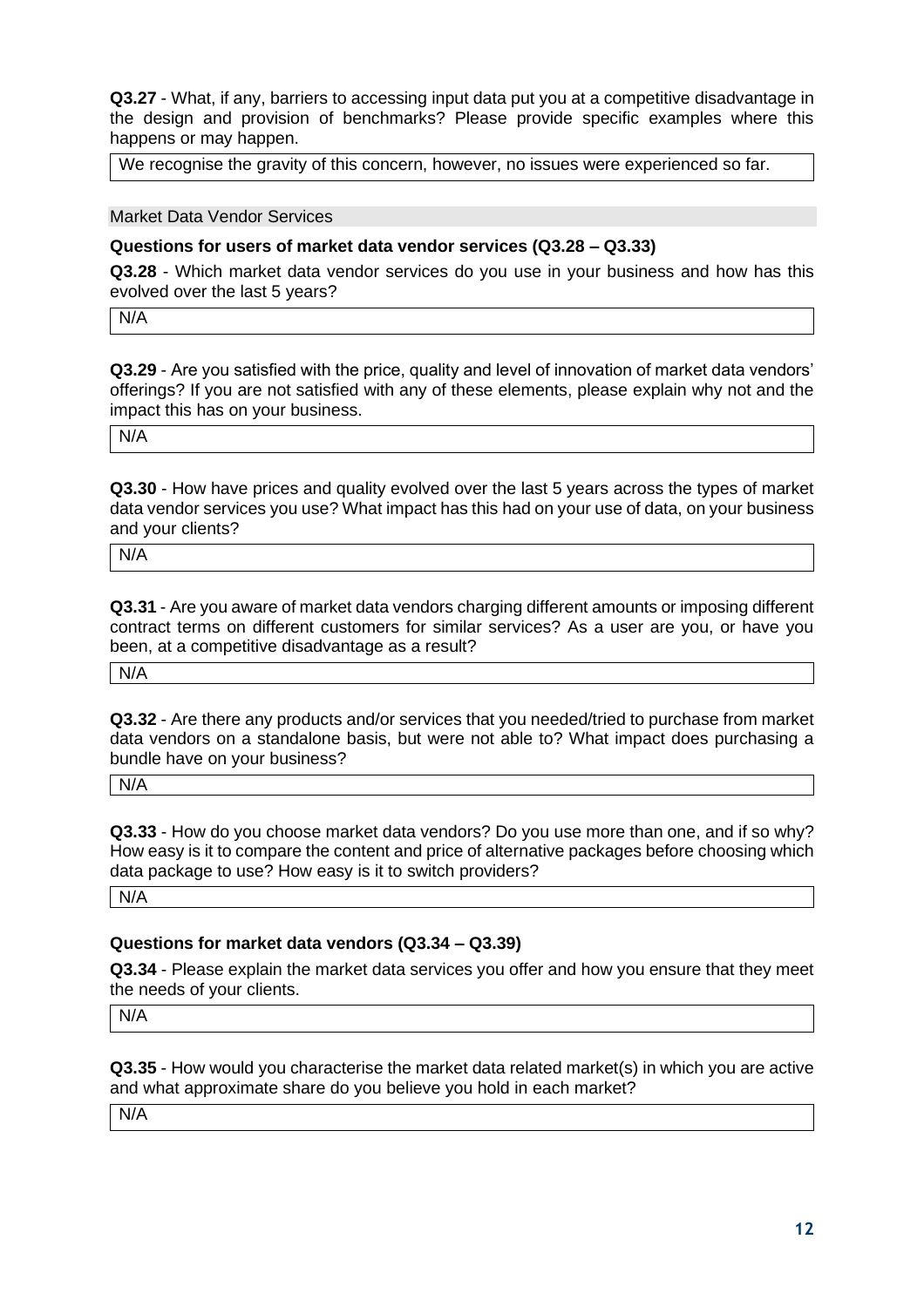**Q3.27** - What, if any, barriers to accessing input data put you at a competitive disadvantage in the design and provision of benchmarks? Please provide specific examples where this happens or may happen.

We recognise the gravity of this concern, however, no issues were experienced so far.

## Market Data Vendor Services

### Questions for users of market data vendor services (Q3.28 – Q3.33)

**Q3.28** - Which market data vendor services do you use in your business and how has this evolved over the last 5 years?

N/A

**Q3.29** - Are you satisfied with the price, quality and level of innovation of market data vendors' offerings? If you are not satisfied with any of these elements, please explain why not and the impact this has on your business.

N/A

**Q3.30** - How have prices and quality evolved over the last 5 years across the types of market data vendor services you use? What impact has this had on your use of data, on your business and your clients?

N/A

**Q3.31** - Are you aware of market data vendors charging different amounts or imposing different contract terms on different customers for similar services? As a user are you, or have you been, at a competitive disadvantage as a result?

N/A

**Q3.32** - Are there any products and/or services that you needed/tried to purchase from market data vendors on a standalone basis, but were not able to? What impact does purchasing a bundle have on your business?

N/A

**Q3.33** - How do you choose market data vendors? Do you use more than one, and if so why? How easy is it to compare the content and price of alternative packages before choosing which data package to use? How easy is it to switch providers?

N/A

### Questions for market data vendors (Q3.34 – Q3.39)

**Q3.34** - Please explain the market data services you offer and how you ensure that they meet the needs of your clients.

N/A

**Q3.35** - How would you characterise the market data related market(s) in which you are active and what approximate share do you believe you hold in each market?

N/A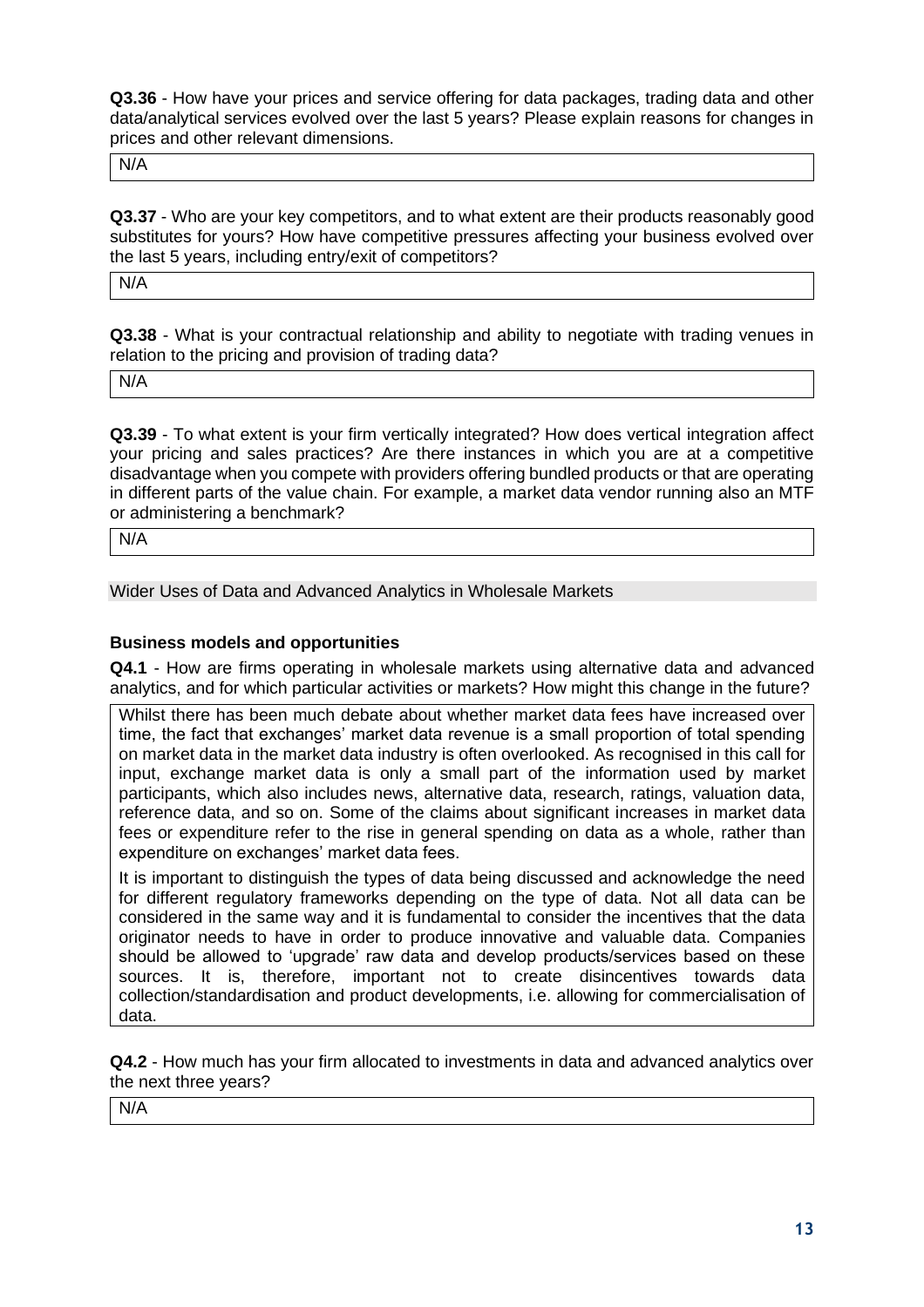**Q3.36** - How have your prices and service offering for data packages, trading data and other data/analytical services evolved over the last 5 years? Please explain reasons for changes in prices and other relevant dimensions.

N/A

**Q3.37** - Who are your key competitors, and to what extent are their products reasonably good substitutes for yours? How have competitive pressures affecting your business evolved over the last 5 years, including entry/exit of competitors?

N/A

**Q3.38** - What is your contractual relationship and ability to negotiate with trading venues in relation to the pricing and provision of trading data?

N/A

**Q3.39** - To what extent is your firm vertically integrated? How does vertical integration affect your pricing and sales practices? Are there instances in which you are at a competitive disadvantage when you compete with providers offering bundled products or that are operating in different parts of the value chain. For example, a market data vendor running also an MTF or administering a benchmark?

N/A

## Wider Uses of Data and Advanced Analytics in Wholesale Markets

### Business models and opportunities

**Q4.1** - How are firms operating in wholesale markets using alternative data and advanced analytics, and for which particular activities or markets? How might this change in the future?

Whilst there has been much debate about whether market data fees have increased over time, the fact that exchanges' market data revenue is a small proportion of total spending on market data in the market data industry is often overlooked. As recognised in this call for input, exchange market data is only a small part of the information used by market participants, which also includes news, alternative data, research, ratings, valuation data, reference data, and so on. Some of the claims about significant increases in market data fees or expenditure refer to the rise in general spending on data as a whole, rather than expenditure on exchanges' market data fees.

It is important to distinguish the types of data being discussed and acknowledge the need for different regulatory frameworks depending on the type of data. Not all data can be considered in the same way and it is fundamental to consider the incentives that the data originator needs to have in order to produce innovative and valuable data. Companies should be allowed to 'upgrade' raw data and develop products/services based on these sources. It is, therefore, important not to create disincentives towards data collection/standardisation and product developments, i.e. allowing for commercialisation of data.

**Q4.2** - How much has your firm allocated to investments in data and advanced analytics over the next three years?

N/A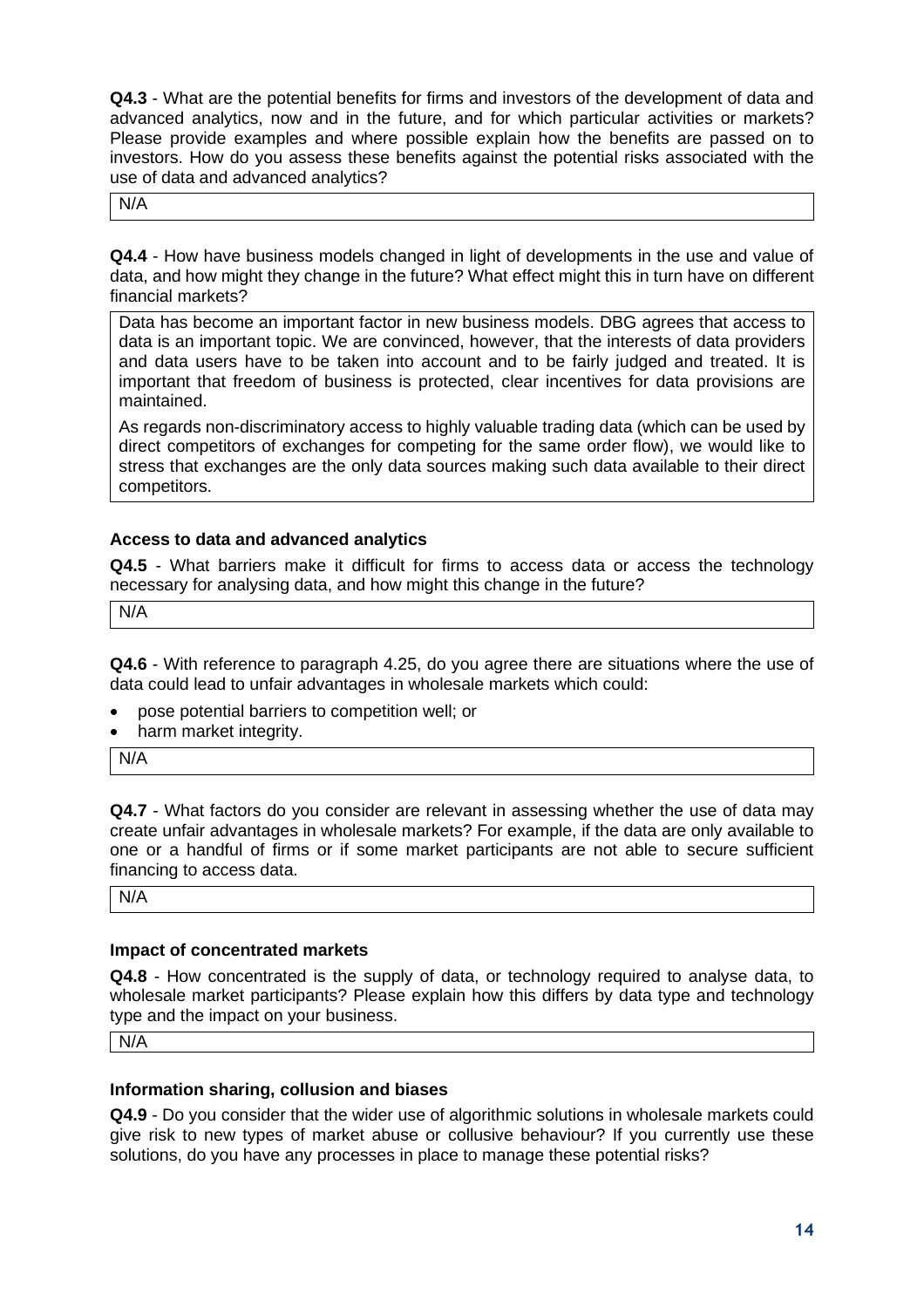**Q4.3** - What are the potential benefits for firms and investors of the development of data and advanced analytics, now and in the future, and for which particular activities or markets? Please provide examples and where possible explain how the benefits are passed on to investors. How do you assess these benefits against the potential risks associated with the use of data and advanced analytics?

N/A

**Q4.4** - How have business models changed in light of developments in the use and value of data, and how might they change in the future? What effect might this in turn have on different financial markets?

Data has become an important factor in new business models. DBG agrees that access to data is an important topic. We are convinced, however, that the interests of data providers and data users have to be taken into account and to be fairly judged and treated. It is important that freedom of business is protected, clear incentives for data provisions are maintained.

As regards non-discriminatory access to highly valuable trading data (which can be used by direct competitors of exchanges for competing for the same order flow), we would like to stress that exchanges are the only data sources making such data available to their direct competitors.

**Access to data and advanced analytics**

**Q4.5** - What barriers make it difficult for firms to access data or access the technology necessary for analysing data, and how might this change in the future?

N/A

**Q4.6** - With reference to paragraph 4.25, do you agree there are situations where the use of data could lead to unfair advantages in wholesale markets which could:

- pose potential barriers to competition well; or
- harm market integrity.

N/A

**Q4.7** - What factors do you consider are relevant in assessing whether the use of data may create unfair advantages in wholesale markets? For example, if the data are only available to one or a handful of firms or if some market participants are not able to secure sufficient financing to access data.

N/A

**Impact of concentrated markets**

**Q4.8** - How concentrated is the supply of data, or technology required to analyse data, to wholesale market participants? Please explain how this differs by data type and technology type and the impact on your business.

N/A

**Information sharing, collusion and biases**

**Q4.9** - Do you consider that the wider use of algorithmic solutions in wholesale markets could give risk to new types of market abuse or collusive behaviour? If you currently use these solutions, do you have any processes in place to manage these potential risks?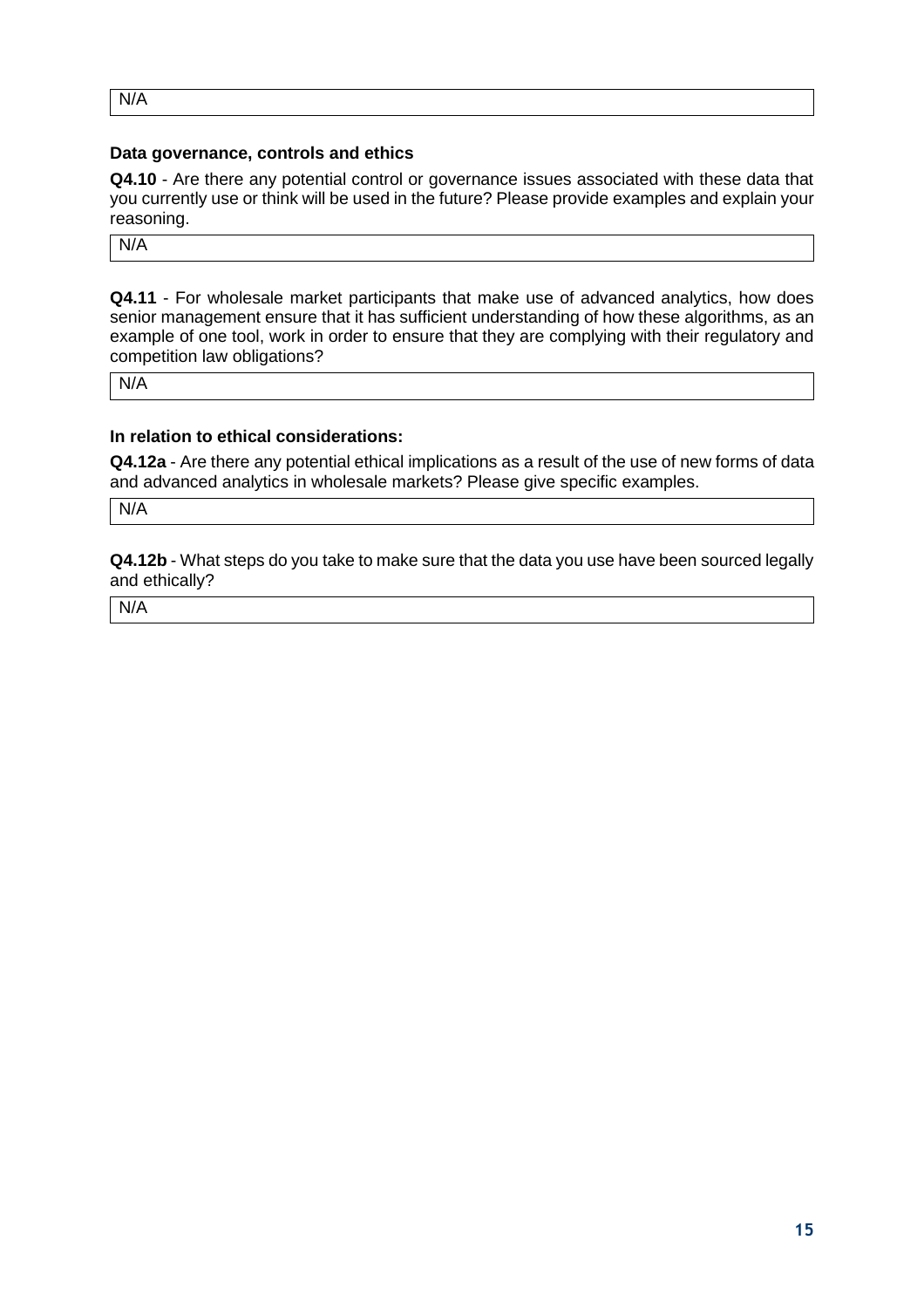N/A

**Data governance, controls and ethics**

**Q4.10** - Are there any potential control or governance issues associated with these data that you currently use or think will be used in the future? Please provide examples and explain your reasoning.

N/A

**Q4.11** - For wholesale market participants that make use of advanced analytics, how does senior management ensure that it has sufficient understanding of how these algorithms, as an example of one tool, work in order to ensure that they are complying with their regulatory and competition law obligations?

N/A

**In relation to ethical considerations:**

**Q4.12a** - Are there any potential ethical implications as a result of the use of new forms of data and advanced analytics in wholesale markets? Please give specific examples.

N/A

**Q4.12b** - What steps do you take to make sure that the data you use have been sourced legally and ethically?

N/A